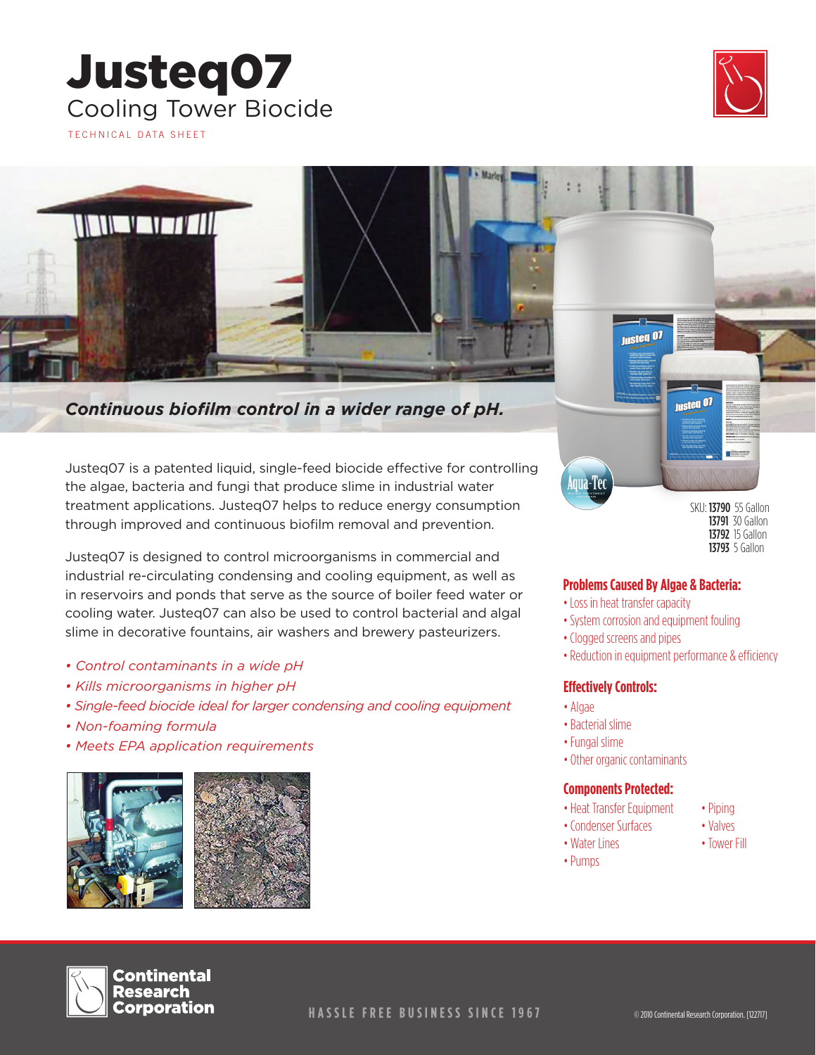# Justeq07

## Cooling Tower Biocide

TECHNICAL DATA SHEET

***Continuous biofilm control in a wider range of pH.***

Justeq07 is a patented liquid, single-feed biocide effective for controlling the algae, bacteria and fungi that produce slime in industrial water treatment applications. Justeq07 helps to reduce energy consumption through improved and continuous biofilm removal and prevention.

Justeq07 is designed to control microorganisms in commercial and industrial re-circulating condensing and cooling equipment, as well as in reservoirs and ponds that serve as the source of boiler feed water or cooling water. Justeq07 can also be used to control bacterial and algal slime in decorative fountains, air washers and brewery pasteurizers.

- *Control contaminants in a wide pH*
- *Kills microorganisms in higher pH*
- *Single-feed biocide ideal for larger condensing and cooling equipment*
- *Non-foaming formula*
- *Meets EPA application requirements*

SKU: **13790** 55 Gallon
**13791** 30 Gallon
**13792** 15 Gallon
**13793** 5 Gallon

### Problems Caused By Algae & Bacteria:

- Loss in heat transfer capacity
- System corrosion and equipment fouling
- Clogged screens and pipes
- Reduction in equipment performance & efficiency

### Effectively Controls:

- Algae
- Bacterial slime
- Fungal slime
- Other organic contaminants

### Components Protected:

- Heat Transfer Equipment
- Condenser Surfaces
- Water Lines
- Pumps
- Piping
- Valves
- Tower Fill

Continental Research Corporation

HASSLE FREE BUSINESS SINCE 1967

© 2010 Continental Research Corporation. [122717]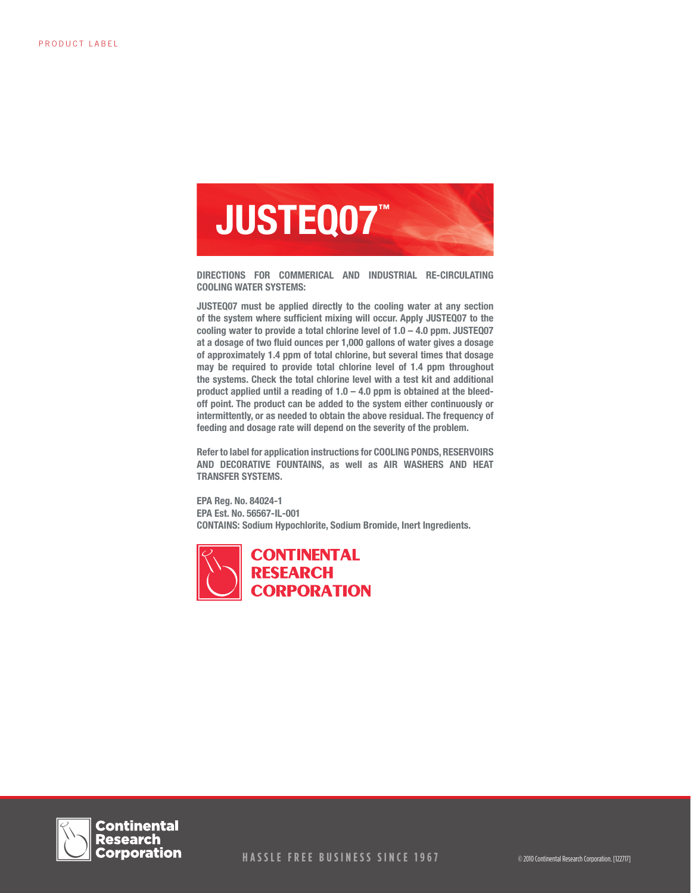PRODUCT LABEL

# JUSTEQ07™

**DIRECTIONS FOR COMMERICAL AND INDUSTRIAL RE-CIRCULATING COOLING WATER SYSTEMS:**

**JUSTEQ07 must be applied directly to the cooling water at any section of the system where sufficient mixing will occur. Apply JUSTEQ07 to the cooling water to provide a total chlorine level of 1.0 – 4.0 ppm. JUSTEQ07 at a dosage of two fluid ounces per 1,000 gallons of water gives a dosage of approximately 1.4 ppm of total chlorine, but several times that dosage may be required to provide total chlorine level of 1.4 ppm throughout the systems. Check the total chlorine level with a test kit and additional product applied until a reading of 1.0 – 4.0 ppm is obtained at the bleed-off point. The product can be added to the system either continuously or intermittently, or as needed to obtain the above residual. The frequency of feeding and dosage rate will depend on the severity of the problem.**

**Refer to label for application instructions for COOLING PONDS, RESERVOIRS AND DECORATIVE FOUNTAINS, as well as AIR WASHERS AND HEAT TRANSFER SYSTEMS.**

**EPA Reg. No. 84024-1**
**EPA Est. No. 56567-IL-001**
**CONTAINS: Sodium Hypochlorite, Sodium Bromide, Inert Ingredients.**

CONTINENTAL RESEARCH CORPORATION

Continental Research Corporation

HASSLE FREE BUSINESS SINCE 1967

© 2010 Continental Research Corporation. [122717]